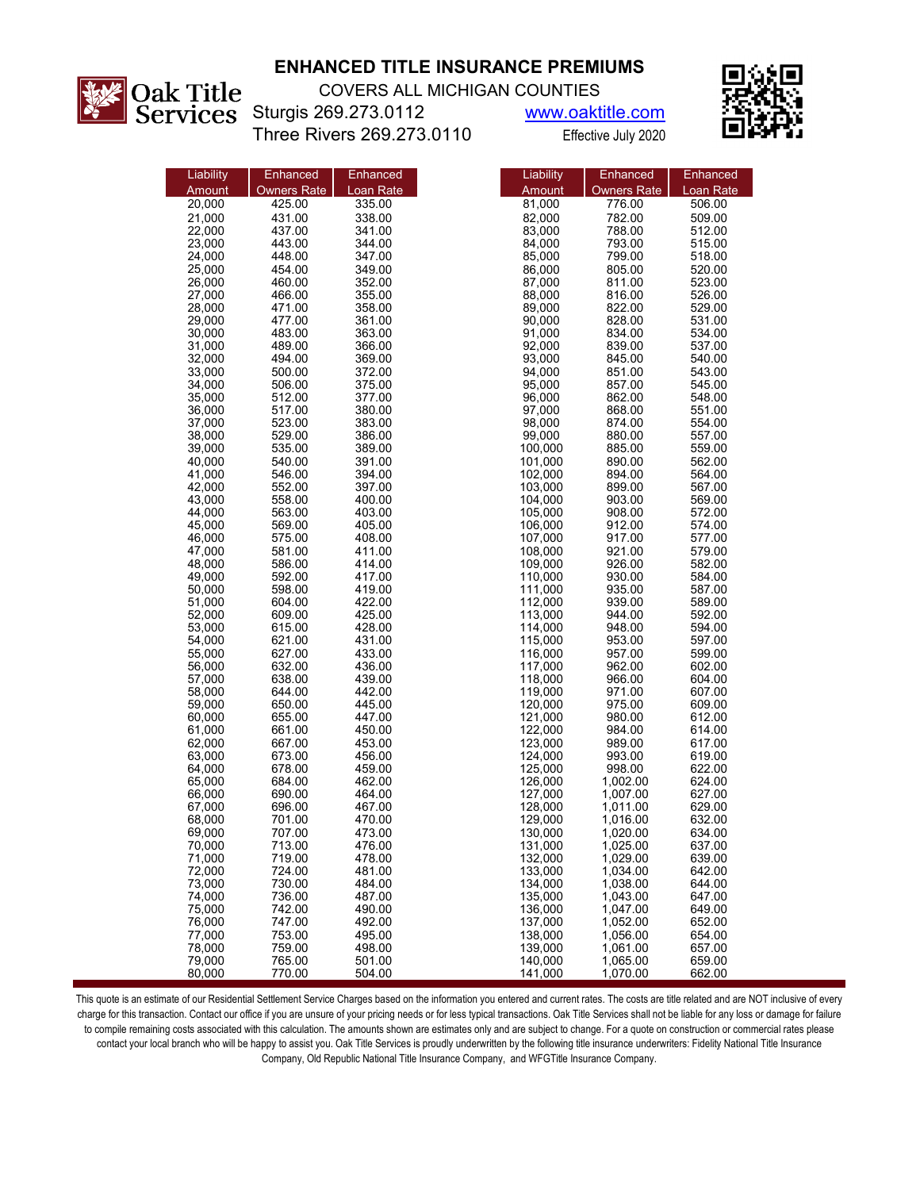# ENHANCED TITLE INSURANCE PREMIUMS

Oak Title Services

COVERS ALL MICHIGAN COUNTIES

Sturgis 269.273.0112 www.oaktitle.com

Three Rivers 269.273.0110 Effective July 2020

| Liability Amount | Enhanced Owners Rate | Enhanced Loan Rate |
|---|---|---|
| 20,000 | 425.00 | 335.00 |
| 21,000 | 431.00 | 338.00 |
| 22,000 | 437.00 | 341.00 |
| 23,000 | 443.00 | 344.00 |
| 24,000 | 448.00 | 347.00 |
| 25,000 | 454.00 | 349.00 |
| 26,000 | 460.00 | 352.00 |
| 27,000 | 466.00 | 355.00 |
| 28,000 | 471.00 | 358.00 |
| 29,000 | 477.00 | 361.00 |
| 30,000 | 483.00 | 363.00 |
| 31,000 | 489.00 | 366.00 |
| 32,000 | 494.00 | 369.00 |
| 33,000 | 500.00 | 372.00 |
| 34,000 | 506.00 | 375.00 |
| 35,000 | 512.00 | 377.00 |
| 36,000 | 517.00 | 380.00 |
| 37,000 | 523.00 | 383.00 |
| 38,000 | 529.00 | 386.00 |
| 39,000 | 535.00 | 389.00 |
| 40,000 | 540.00 | 391.00 |
| 41,000 | 546.00 | 394.00 |
| 42,000 | 552.00 | 397.00 |
| 43,000 | 558.00 | 400.00 |
| 44,000 | 563.00 | 403.00 |
| 45,000 | 569.00 | 405.00 |
| 46,000 | 575.00 | 408.00 |
| 47,000 | 581.00 | 411.00 |
| 48,000 | 586.00 | 414.00 |
| 49,000 | 592.00 | 417.00 |
| 50,000 | 598.00 | 419.00 |
| 51,000 | 604.00 | 422.00 |
| 52,000 | 609.00 | 425.00 |
| 53,000 | 615.00 | 428.00 |
| 54,000 | 621.00 | 431.00 |
| 55,000 | 627.00 | 433.00 |
| 56,000 | 632.00 | 436.00 |
| 57,000 | 638.00 | 439.00 |
| 58,000 | 644.00 | 442.00 |
| 59,000 | 650.00 | 445.00 |
| 60,000 | 655.00 | 447.00 |
| 61,000 | 661.00 | 450.00 |
| 62,000 | 667.00 | 453.00 |
| 63,000 | 673.00 | 456.00 |
| 64,000 | 678.00 | 459.00 |
| 65,000 | 684.00 | 462.00 |
| 66,000 | 690.00 | 464.00 |
| 67,000 | 696.00 | 467.00 |
| 68,000 | 701.00 | 470.00 |
| 69,000 | 707.00 | 473.00 |
| 70,000 | 713.00 | 476.00 |
| 71,000 | 719.00 | 478.00 |
| 72,000 | 724.00 | 481.00 |
| 73,000 | 730.00 | 484.00 |
| 74,000 | 736.00 | 487.00 |
| 75,000 | 742.00 | 490.00 |
| 76,000 | 747.00 | 492.00 |
| 77,000 | 753.00 | 495.00 |
| 78,000 | 759.00 | 498.00 |
| 79,000 | 765.00 | 501.00 |
| 80,000 | 770.00 | 504.00 |
| 81,000 | 776.00 | 506.00 |
| 82,000 | 782.00 | 509.00 |
| 83,000 | 788.00 | 512.00 |
| 84,000 | 793.00 | 515.00 |
| 85,000 | 799.00 | 518.00 |
| 86,000 | 805.00 | 520.00 |
| 87,000 | 811.00 | 523.00 |
| 88,000 | 816.00 | 526.00 |
| 89,000 | 822.00 | 529.00 |
| 90,000 | 828.00 | 531.00 |
| 91,000 | 834.00 | 534.00 |
| 92,000 | 839.00 | 537.00 |
| 93,000 | 845.00 | 540.00 |
| 94,000 | 851.00 | 543.00 |
| 95,000 | 857.00 | 545.00 |
| 96,000 | 862.00 | 548.00 |
| 97,000 | 868.00 | 551.00 |
| 98,000 | 874.00 | 554.00 |
| 99,000 | 880.00 | 557.00 |
| 100,000 | 885.00 | 559.00 |
| 101,000 | 890.00 | 562.00 |
| 102,000 | 894.00 | 564.00 |
| 103,000 | 899.00 | 567.00 |
| 104,000 | 903.00 | 569.00 |
| 105,000 | 908.00 | 572.00 |
| 106,000 | 912.00 | 574.00 |
| 107,000 | 917.00 | 577.00 |
| 108,000 | 921.00 | 579.00 |
| 109,000 | 926.00 | 582.00 |
| 110,000 | 930.00 | 584.00 |
| 111,000 | 935.00 | 587.00 |
| 112,000 | 939.00 | 589.00 |
| 113,000 | 944.00 | 592.00 |
| 114,000 | 948.00 | 594.00 |
| 115,000 | 953.00 | 597.00 |
| 116,000 | 957.00 | 599.00 |
| 117,000 | 962.00 | 602.00 |
| 118,000 | 966.00 | 604.00 |
| 119,000 | 971.00 | 607.00 |
| 120,000 | 975.00 | 609.00 |
| 121,000 | 980.00 | 612.00 |
| 122,000 | 984.00 | 614.00 |
| 123,000 | 989.00 | 617.00 |
| 124,000 | 993.00 | 619.00 |
| 125,000 | 998.00 | 622.00 |
| 126,000 | 1,002.00 | 624.00 |
| 127,000 | 1,007.00 | 627.00 |
| 128,000 | 1,011.00 | 629.00 |
| 129,000 | 1,016.00 | 632.00 |
| 130,000 | 1,020.00 | 634.00 |
| 131,000 | 1,025.00 | 637.00 |
| 132,000 | 1,029.00 | 639.00 |
| 133,000 | 1,034.00 | 642.00 |
| 134,000 | 1,038.00 | 644.00 |
| 135,000 | 1,043.00 | 647.00 |
| 136,000 | 1,047.00 | 649.00 |
| 137,000 | 1,052.00 | 652.00 |
| 138,000 | 1,056.00 | 654.00 |
| 139,000 | 1,061.00 | 657.00 |
| 140,000 | 1,065.00 | 659.00 |
| 141,000 | 1,070.00 | 662.00 |

This quote is an estimate of our Residential Settlement Service Charges based on the information you entered and current rates. The costs are title related and are NOT inclusive of every charge for this transaction. Contact our office if you are unsure of your pricing needs or for less typical transactions. Oak Title Services shall not be liable for any loss or damage for failure to compile remaining costs associated with this calculation. The amounts shown are estimates only and are subject to change. For a quote on construction or commercial rates please contact your local branch who will be happy to assist you. Oak Title Services is proudly underwritten by the following title insurance underwriters: Fidelity National Title Insurance Company, Old Republic National Title Insurance Company, and WFGTitle Insurance Company.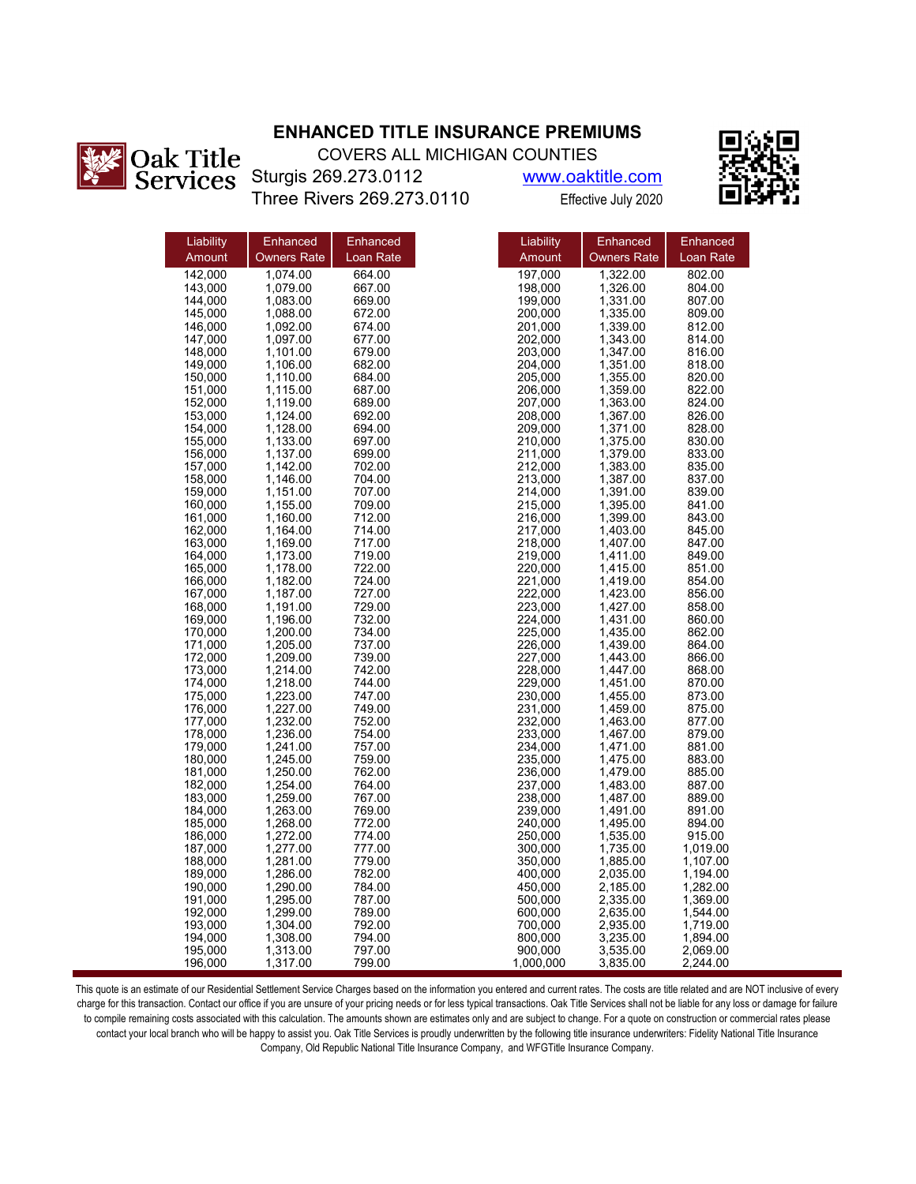# ENHANCED TITLE INSURANCE PREMIUMS

COVERS ALL MICHIGAN COUNTIES

Oak Title Services

Sturgis 269.273.0112 www.oaktitle.com

Three Rivers 269.273.0110 Effective July 2020

| Liability Amount | Enhanced Owners Rate | Enhanced Loan Rate | Liability Amount | Enhanced Owners Rate | Enhanced Loan Rate |
|---|---|---|---|---|---|
| 142,000 | 1,074.00 | 664.00 | 197,000 | 1,322.00 | 802.00 |
| 143,000 | 1,079.00 | 667.00 | 198,000 | 1,326.00 | 804.00 |
| 144,000 | 1,083.00 | 669.00 | 199,000 | 1,331.00 | 807.00 |
| 145,000 | 1,088.00 | 672.00 | 200,000 | 1,335.00 | 809.00 |
| 146,000 | 1,092.00 | 674.00 | 201,000 | 1,339.00 | 812.00 |
| 147,000 | 1,097.00 | 677.00 | 202,000 | 1,343.00 | 814.00 |
| 148,000 | 1,101.00 | 679.00 | 203,000 | 1,347.00 | 816.00 |
| 149,000 | 1,106.00 | 682.00 | 204,000 | 1,351.00 | 818.00 |
| 150,000 | 1,110.00 | 684.00 | 205,000 | 1,355.00 | 820.00 |
| 151,000 | 1,115.00 | 687.00 | 206,000 | 1,359.00 | 822.00 |
| 152,000 | 1,119.00 | 689.00 | 207,000 | 1,363.00 | 824.00 |
| 153,000 | 1,124.00 | 692.00 | 208,000 | 1,367.00 | 826.00 |
| 154,000 | 1,128.00 | 694.00 | 209,000 | 1,371.00 | 828.00 |
| 155,000 | 1,133.00 | 697.00 | 210,000 | 1,375.00 | 830.00 |
| 156,000 | 1,137.00 | 699.00 | 211,000 | 1,379.00 | 833.00 |
| 157,000 | 1,142.00 | 702.00 | 212,000 | 1,383.00 | 835.00 |
| 158,000 | 1,146.00 | 704.00 | 213,000 | 1,387.00 | 837.00 |
| 159,000 | 1,151.00 | 707.00 | 214,000 | 1,391.00 | 839.00 |
| 160,000 | 1,155.00 | 709.00 | 215,000 | 1,395.00 | 841.00 |
| 161,000 | 1,160.00 | 712.00 | 216,000 | 1,399.00 | 843.00 |
| 162,000 | 1,164.00 | 714.00 | 217,000 | 1,403.00 | 845.00 |
| 163,000 | 1,169.00 | 717.00 | 218,000 | 1,407.00 | 847.00 |
| 164,000 | 1,173.00 | 719.00 | 219,000 | 1,411.00 | 849.00 |
| 165,000 | 1,178.00 | 722.00 | 220,000 | 1,415.00 | 851.00 |
| 166,000 | 1,182.00 | 724.00 | 221,000 | 1,419.00 | 854.00 |
| 167,000 | 1,187.00 | 727.00 | 222,000 | 1,423.00 | 856.00 |
| 168,000 | 1,191.00 | 729.00 | 223,000 | 1,427.00 | 858.00 |
| 169,000 | 1,196.00 | 732.00 | 224,000 | 1,431.00 | 860.00 |
| 170,000 | 1,200.00 | 734.00 | 225,000 | 1,435.00 | 862.00 |
| 171,000 | 1,205.00 | 737.00 | 226,000 | 1,439.00 | 864.00 |
| 172,000 | 1,209.00 | 739.00 | 227,000 | 1,443.00 | 866.00 |
| 173,000 | 1,214.00 | 742.00 | 228,000 | 1,447.00 | 868.00 |
| 174,000 | 1,218.00 | 744.00 | 229,000 | 1,451.00 | 870.00 |
| 175,000 | 1,223.00 | 747.00 | 230,000 | 1,455.00 | 873.00 |
| 176,000 | 1,227.00 | 749.00 | 231,000 | 1,459.00 | 875.00 |
| 177,000 | 1,232.00 | 752.00 | 232,000 | 1,463.00 | 877.00 |
| 178,000 | 1,236.00 | 754.00 | 233,000 | 1,467.00 | 879.00 |
| 179,000 | 1,241.00 | 757.00 | 234,000 | 1,471.00 | 881.00 |
| 180,000 | 1,245.00 | 759.00 | 235,000 | 1,475.00 | 883.00 |
| 181,000 | 1,250.00 | 762.00 | 236,000 | 1,479.00 | 885.00 |
| 182,000 | 1,254.00 | 764.00 | 237,000 | 1,483.00 | 887.00 |
| 183,000 | 1,259.00 | 767.00 | 238,000 | 1,487.00 | 889.00 |
| 184,000 | 1,263.00 | 769.00 | 239,000 | 1,491.00 | 891.00 |
| 185,000 | 1,268.00 | 772.00 | 240,000 | 1,495.00 | 894.00 |
| 186,000 | 1,272.00 | 774.00 | 250,000 | 1,535.00 | 915.00 |
| 187,000 | 1,277.00 | 777.00 | 300,000 | 1,735.00 | 1,019.00 |
| 188,000 | 1,281.00 | 779.00 | 350,000 | 1,885.00 | 1,107.00 |
| 189,000 | 1,286.00 | 782.00 | 400,000 | 2,035.00 | 1,194.00 |
| 190,000 | 1,290.00 | 784.00 | 450,000 | 2,185.00 | 1,282.00 |
| 191,000 | 1,295.00 | 787.00 | 500,000 | 2,335.00 | 1,369.00 |
| 192,000 | 1,299.00 | 789.00 | 600,000 | 2,635.00 | 1,544.00 |
| 193,000 | 1,304.00 | 792.00 | 700,000 | 2,935.00 | 1,719.00 |
| 194,000 | 1,308.00 | 794.00 | 800,000 | 3,235.00 | 1,894.00 |
| 195,000 | 1,313.00 | 797.00 | 900,000 | 3,535.00 | 2,069.00 |
| 196,000 | 1,317.00 | 799.00 | 1,000,000 | 3,835.00 | 2,244.00 |

This quote is an estimate of our Residential Settlement Service Charges based on the information you entered and current rates. The costs are title related and are NOT inclusive of every charge for this transaction. Contact our office if you are unsure of your pricing needs or for less typical transactions. Oak Title Services shall not be liable for any loss or damage for failure to compile remaining costs associated with this calculation. The amounts shown are estimates only and are subject to change. For a quote on construction or commercial rates please contact your local branch who will be happy to assist you. Oak Title Services is proudly underwritten by the following title insurance underwriters: Fidelity National Title Insurance Company, Old Republic National Title Insurance Company, and WFGTitle Insurance Company.